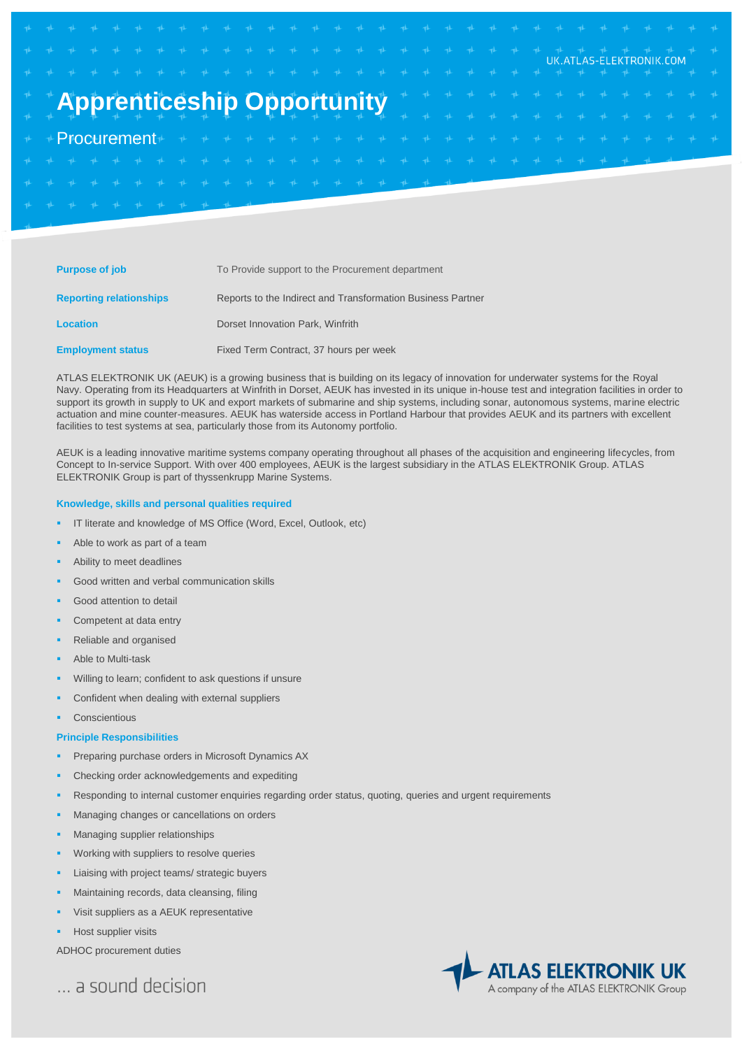UK.ATLAS-ELEKTRONIK.COM

# Apprenticeship Opportunity

## Procurement

| | |
|---|---|
| **Purpose of job** | To Provide support to the Procurement department |
| **Reporting relationships** | Reports to the Indirect and Transformation Business Partner |
| **Location** | Dorset Innovation Park, Winfrith |
| **Employment status** | Fixed Term Contract, 37 hours per week |

ATLAS ELEKTRONIK UK (AEUK) is a growing business that is building on its legacy of innovation for underwater systems for the Royal Navy. Operating from its Headquarters at Winfrith in Dorset, AEUK has invested in its unique in-house test and integration facilities in order to support its growth in supply to UK and export markets of submarine and ship systems, including sonar, autonomous systems, marine electric actuation and mine counter-measures. AEUK has waterside access in Portland Harbour that provides AEUK and its partners with excellent facilities to test systems at sea, particularly those from its Autonomy portfolio.

AEUK is a leading innovative maritime systems company operating throughout all phases of the acquisition and engineering lifecycles, from Concept to In-service Support. With over 400 employees, AEUK is the largest subsidiary in the ATLAS ELEKTRONIK Group. ATLAS ELEKTRONIK Group is part of thyssenkrupp Marine Systems.

### Knowledge, skills and personal qualities required

- IT literate and knowledge of MS Office (Word, Excel, Outlook, etc)
- Able to work as part of a team
- Ability to meet deadlines
- Good written and verbal communication skills
- Good attention to detail
- Competent at data entry
- Reliable and organised
- Able to Multi-task
- Willing to learn; confident to ask questions if unsure
- Confident when dealing with external suppliers
- Conscientious

### Principle Responsibilities

- Preparing purchase orders in Microsoft Dynamics AX
- Checking order acknowledgements and expediting
- Responding to internal customer enquiries regarding order status, quoting, queries and urgent requirements
- Managing changes or cancellations on orders
- Managing supplier relationships
- Working with suppliers to resolve queries
- Liaising with project teams/ strategic buyers
- Maintaining records, data cleansing, filing
- Visit suppliers as a AEUK representative
- Host supplier visits

ADHOC procurement duties

... a sound decision

ATLAS ELEKTRONIK UK
A company of the ATLAS ELEKTRONIK Group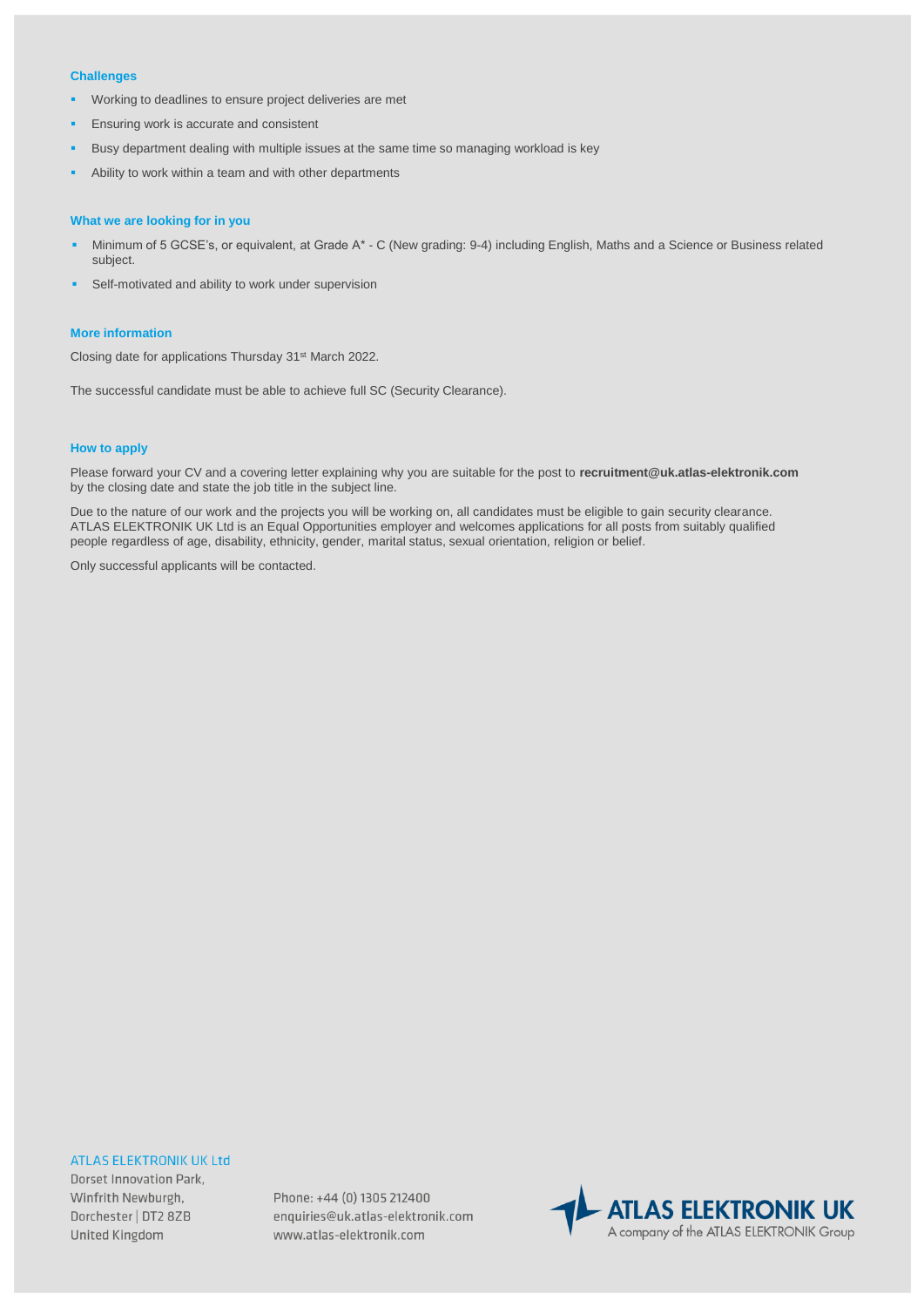### Challenges

- Working to deadlines to ensure project deliveries are met
- Ensuring work is accurate and consistent
- Busy department dealing with multiple issues at the same time so managing workload is key
- Ability to work within a team and with other departments

### What we are looking for in you

- Minimum of 5 GCSE's, or equivalent, at Grade A* - C (New grading: 9-4) including English, Maths and a Science or Business related subject.
- Self-motivated and ability to work under supervision

### More information

Closing date for applications Thursday 31st March 2022.

The successful candidate must be able to achieve full SC (Security Clearance).

### How to apply

Please forward your CV and a covering letter explaining why you are suitable for the post to **recruitment@uk.atlas-elektronik.com** by the closing date and state the job title in the subject line.

Due to the nature of our work and the projects you will be working on, all candidates must be eligible to gain security clearance. ATLAS ELEKTRONIK UK Ltd is an Equal Opportunities employer and welcomes applications for all posts from suitably qualified people regardless of age, disability, ethnicity, gender, marital status, sexual orientation, religion or belief.

Only successful applicants will be contacted.

ATLAS ELEKTRONIK UK Ltd
Dorset Innovation Park,
Winfrith Newburgh,
Dorchester | DT2 8ZB
United Kingdom

Phone: +44 (0) 1305 212400
enquiries@uk.atlas-elektronik.com
www.atlas-elektronik.com

ATLAS ELEKTRONIK UK
A company of the ATLAS ELEKTRONIK Group